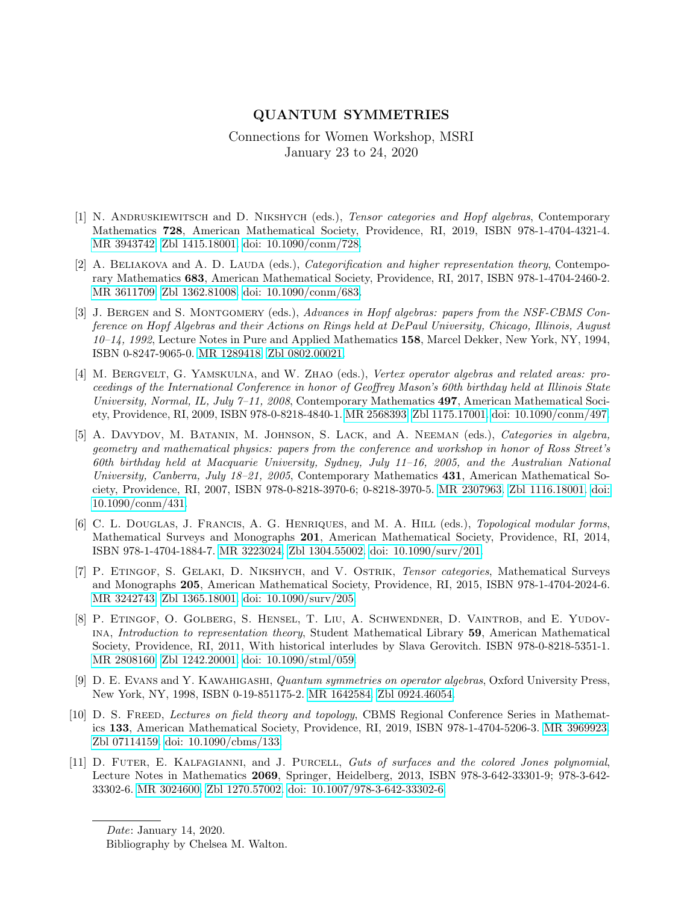# QUANTUM SYMMETRIES

Connections for Women Workshop, MSRI
January 23 to 24, 2020

[1] N. Andruskiewitsch and D. Nikshych (eds.), *Tensor categories and Hopf algebras*, Contemporary Mathematics **728**, American Mathematical Society, Providence, RI, 2019, ISBN 978-1-4704-4321-4. MR 3943742. Zbl 1415.18001. doi: 10.1090/conm/728.

[2] A. Beliakova and A. D. Lauda (eds.), *Categorification and higher representation theory*, Contemporary Mathematics **683**, American Mathematical Society, Providence, RI, 2017, ISBN 978-1-4704-2460-2. MR 3611709. Zbl 1362.81008. doi: 10.1090/conm/683.

[3] J. Bergen and S. Montgomery (eds.), *Advances in Hopf algebras: papers from the NSF-CBMS Conference on Hopf Algebras and their Actions on Rings held at DePaul University, Chicago, Illinois, August 10–14, 1992*, Lecture Notes in Pure and Applied Mathematics **158**, Marcel Dekker, New York, NY, 1994, ISBN 0-8247-9065-0. MR 1289418. Zbl 0802.00021.

[4] M. Bergvelt, G. Yamskulna, and W. Zhao (eds.), *Vertex operator algebras and related areas: proceedings of the International Conference in honor of Geoffrey Mason's 60th birthday held at Illinois State University, Normal, IL, July 7–11, 2008*, Contemporary Mathematics **497**, American Mathematical Society, Providence, RI, 2009, ISBN 978-0-8218-4840-1. MR 2568393. Zbl 1175.17001. doi: 10.1090/conm/497.

[5] A. Davydov, M. Batanin, M. Johnson, S. Lack, and A. Neeman (eds.), *Categories in algebra, geometry and mathematical physics: papers from the conference and workshop in honor of Ross Street's 60th birthday held at Macquarie University, Sydney, July 11–16, 2005, and the Australian National University, Canberra, July 18–21, 2005*, Contemporary Mathematics **431**, American Mathematical Society, Providence, RI, 2007, ISBN 978-0-8218-3970-6; 0-8218-3970-5. MR 2307963. Zbl 1116.18001. doi: 10.1090/conm/431.

[6] C. L. Douglas, J. Francis, A. G. Henriques, and M. A. Hill (eds.), *Topological modular forms*, Mathematical Surveys and Monographs **201**, American Mathematical Society, Providence, RI, 2014, ISBN 978-1-4704-1884-7. MR 3223024. Zbl 1304.55002. doi: 10.1090/surv/201.

[7] P. Etingof, S. Gelaki, D. Nikshych, and V. Ostrik, *Tensor categories*, Mathematical Surveys and Monographs **205**, American Mathematical Society, Providence, RI, 2015, ISBN 978-1-4704-2024-6. MR 3242743. Zbl 1365.18001. doi: 10.1090/surv/205.

[8] P. Etingof, O. Golberg, S. Hensel, T. Liu, A. Schwendner, D. Vaintrob, and E. Yudovina, *Introduction to representation theory*, Student Mathematical Library **59**, American Mathematical Society, Providence, RI, 2011, With historical interludes by Slava Gerovitch. ISBN 978-0-8218-5351-1. MR 2808160. Zbl 1242.20001. doi: 10.1090/stml/059.

[9] D. E. Evans and Y. Kawahigashi, *Quantum symmetries on operator algebras*, Oxford University Press, New York, NY, 1998, ISBN 0-19-851175-2. MR 1642584. Zbl 0924.46054.

[10] D. S. Freed, *Lectures on field theory and topology*, CBMS Regional Conference Series in Mathematics **133**, American Mathematical Society, Providence, RI, 2019, ISBN 978-1-4704-5206-3. MR 3969923. Zbl 07114159. doi: 10.1090/cbms/133.

[11] D. Futer, E. Kalfagianni, and J. Purcell, *Guts of surfaces and the colored Jones polynomial*, Lecture Notes in Mathematics **2069**, Springer, Heidelberg, 2013, ISBN 978-3-642-33301-9; 978-3-642-33302-6. MR 3024600. Zbl 1270.57002. doi: 10.1007/978-3-642-33302-6.

*Date*: January 14, 2020.

Bibliography by Chelsea M. Walton.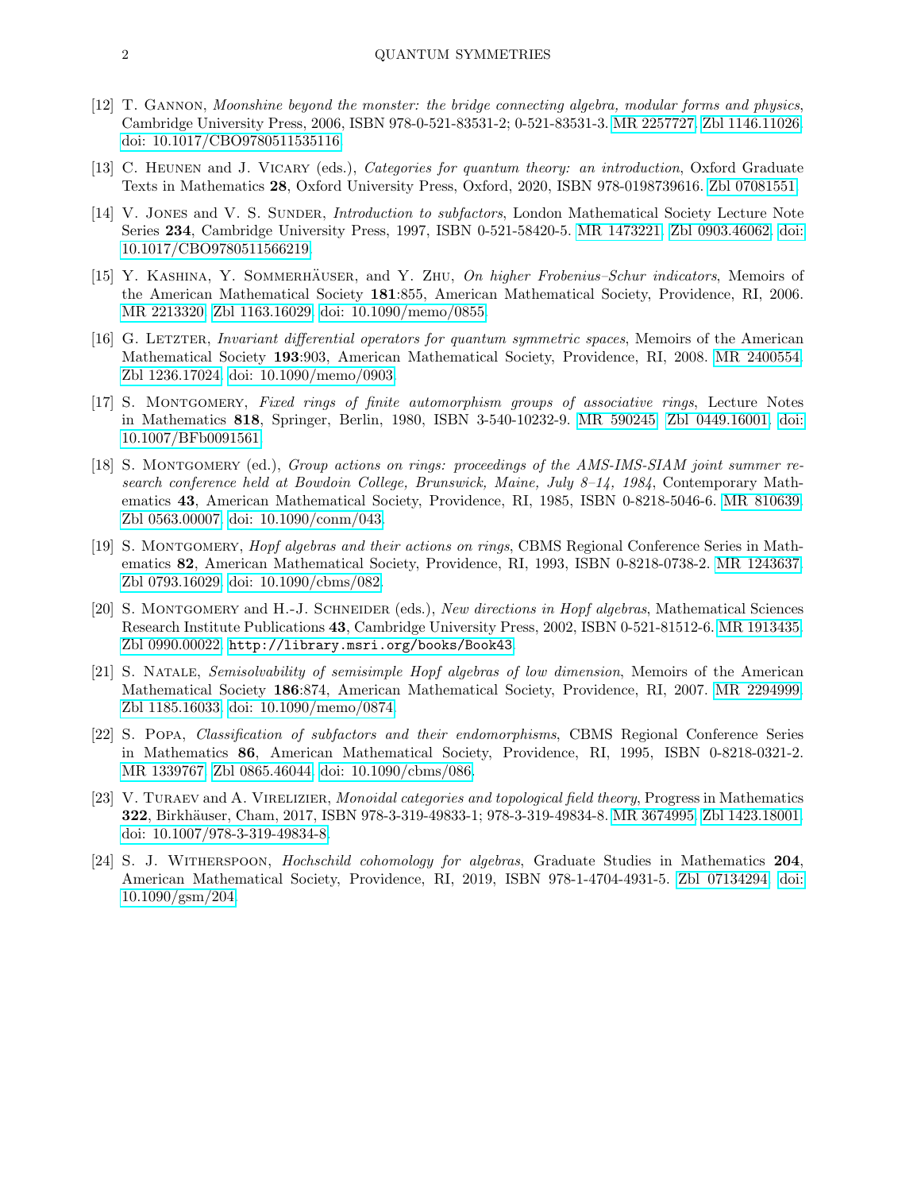[12] T. Gannon, *Moonshine beyond the monster: the bridge connecting algebra, modular forms and physics*, Cambridge University Press, 2006, ISBN 978-0-521-83531-2; 0-521-83531-3. MR 2257727. Zbl 1146.11026. doi: 10.1017/CBO9780511535116.

[13] C. Heunen and J. Vicary (eds.), *Categories for quantum theory: an introduction*, Oxford Graduate Texts in Mathematics **28**, Oxford University Press, Oxford, 2020, ISBN 978-0198739616. Zbl 07081551.

[14] V. Jones and V. S. Sunder, *Introduction to subfactors*, London Mathematical Society Lecture Note Series **234**, Cambridge University Press, 1997, ISBN 0-521-58420-5. MR 1473221. Zbl 0903.46062. doi: 10.1017/CBO9780511566219.

[15] Y. Kashina, Y. Sommerhäuser, and Y. Zhu, *On higher Frobenius–Schur indicators*, Memoirs of the American Mathematical Society **181**:855, American Mathematical Society, Providence, RI, 2006. MR 2213320. Zbl 1163.16029. doi: 10.1090/memo/0855.

[16] G. Letzter, *Invariant differential operators for quantum symmetric spaces*, Memoirs of the American Mathematical Society **193**:903, American Mathematical Society, Providence, RI, 2008. MR 2400554. Zbl 1236.17024. doi: 10.1090/memo/0903.

[17] S. Montgomery, *Fixed rings of finite automorphism groups of associative rings*, Lecture Notes in Mathematics **818**, Springer, Berlin, 1980, ISBN 3-540-10232-9. MR 590245. Zbl 0449.16001. doi: 10.1007/BFb0091561.

[18] S. Montgomery (ed.), *Group actions on rings: proceedings of the AMS-IMS-SIAM joint summer research conference held at Bowdoin College, Brunswick, Maine, July 8–14, 1984*, Contemporary Mathematics **43**, American Mathematical Society, Providence, RI, 1985, ISBN 0-8218-5046-6. MR 810639. Zbl 0563.00007. doi: 10.1090/conm/043.

[19] S. Montgomery, *Hopf algebras and their actions on rings*, CBMS Regional Conference Series in Mathematics **82**, American Mathematical Society, Providence, RI, 1993, ISBN 0-8218-0738-2. MR 1243637. Zbl 0793.16029. doi: 10.1090/cbms/082.

[20] S. Montgomery and H.-J. Schneider (eds.), *New directions in Hopf algebras*, Mathematical Sciences Research Institute Publications **43**, Cambridge University Press, 2002, ISBN 0-521-81512-6. MR 1913435. Zbl 0990.00022. `http://library.msri.org/books/Book43`.

[21] S. Natale, *Semisolvability of semisimple Hopf algebras of low dimension*, Memoirs of the American Mathematical Society **186**:874, American Mathematical Society, Providence, RI, 2007. MR 2294999. Zbl 1185.16033. doi: 10.1090/memo/0874.

[22] S. Popa, *Classification of subfactors and their endomorphisms*, CBMS Regional Conference Series in Mathematics **86**, American Mathematical Society, Providence, RI, 1995, ISBN 0-8218-0321-2. MR 1339767. Zbl 0865.46044. doi: 10.1090/cbms/086.

[23] V. Turaev and A. Virelizier, *Monoidal categories and topological field theory*, Progress in Mathematics **322**, Birkhäuser, Cham, 2017, ISBN 978-3-319-49833-1; 978-3-319-49834-8. MR 3674995. Zbl 1423.18001. doi: 10.1007/978-3-319-49834-8.

[24] S. J. Witherspoon, *Hochschild cohomology for algebras*, Graduate Studies in Mathematics **204**, American Mathematical Society, Providence, RI, 2019, ISBN 978-1-4704-4931-5. Zbl 07134294. doi: 10.1090/gsm/204.